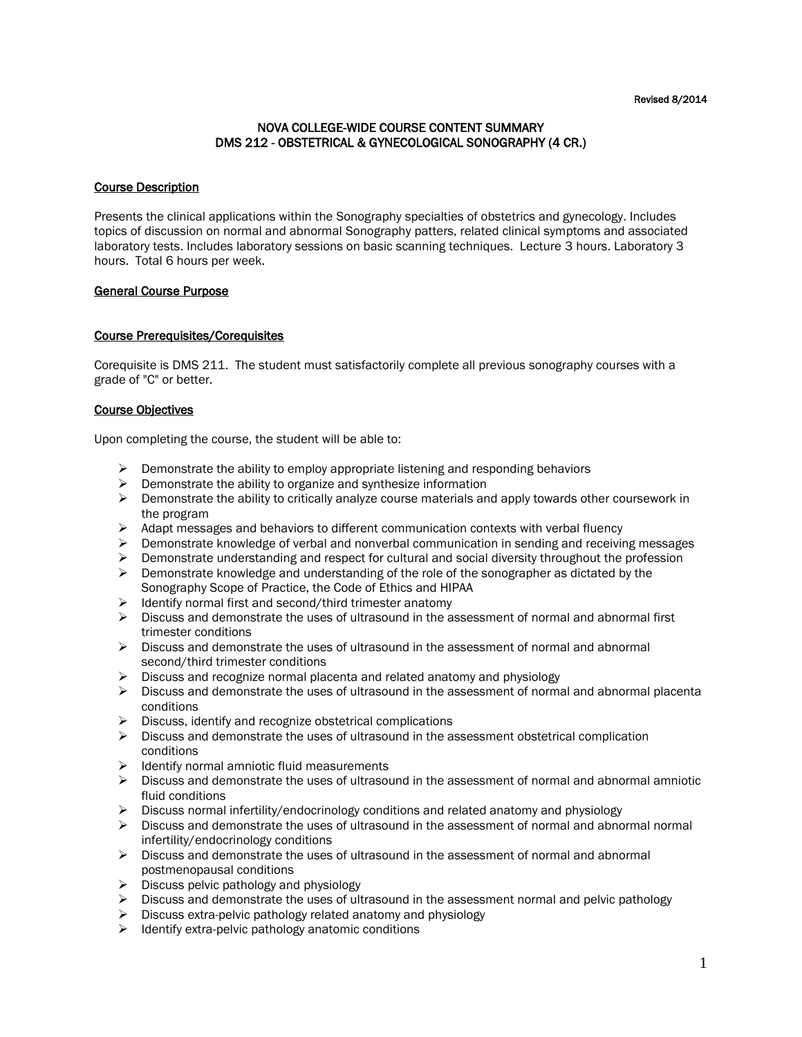Revised 8/2014

# NOVA COLLEGE-WIDE COURSE CONTENT SUMMARY
# DMS 212 - OBSTETRICAL & GYNECOLOGICAL SONOGRAPHY (4 CR.)

## Course Description

Presents the clinical applications within the Sonography specialties of obstetrics and gynecology. Includes topics of discussion on normal and abnormal Sonography patters, related clinical symptoms and associated laboratory tests. Includes laboratory sessions on basic scanning techniques. Lecture 3 hours. Laboratory 3 hours. Total 6 hours per week.

## General Course Purpose

## Course Prerequisites/Corequisites

Corequisite is DMS 211. The student must satisfactorily complete all previous sonography courses with a grade of "C" or better.

## Course Objectives

Upon completing the course, the student will be able to:

- Demonstrate the ability to employ appropriate listening and responding behaviors
- Demonstrate the ability to organize and synthesize information
- Demonstrate the ability to critically analyze course materials and apply towards other coursework in the program
- Adapt messages and behaviors to different communication contexts with verbal fluency
- Demonstrate knowledge of verbal and nonverbal communication in sending and receiving messages
- Demonstrate understanding and respect for cultural and social diversity throughout the profession
- Demonstrate knowledge and understanding of the role of the sonographer as dictated by the Sonography Scope of Practice, the Code of Ethics and HIPAA
- Identify normal first and second/third trimester anatomy
- Discuss and demonstrate the uses of ultrasound in the assessment of normal and abnormal first trimester conditions
- Discuss and demonstrate the uses of ultrasound in the assessment of normal and abnormal second/third trimester conditions
- Discuss and recognize normal placenta and related anatomy and physiology
- Discuss and demonstrate the uses of ultrasound in the assessment of normal and abnormal placenta conditions
- Discuss, identify and recognize obstetrical complications
- Discuss and demonstrate the uses of ultrasound in the assessment obstetrical complication conditions
- Identify normal amniotic fluid measurements
- Discuss and demonstrate the uses of ultrasound in the assessment of normal and abnormal amniotic fluid conditions
- Discuss normal infertility/endocrinology conditions and related anatomy and physiology
- Discuss and demonstrate the uses of ultrasound in the assessment of normal and abnormal normal infertility/endocrinology conditions
- Discuss and demonstrate the uses of ultrasound in the assessment of normal and abnormal postmenopausal conditions
- Discuss pelvic pathology and physiology
- Discuss and demonstrate the uses of ultrasound in the assessment normal and pelvic pathology
- Discuss extra-pelvic pathology related anatomy and physiology
- Identify extra-pelvic pathology anatomic conditions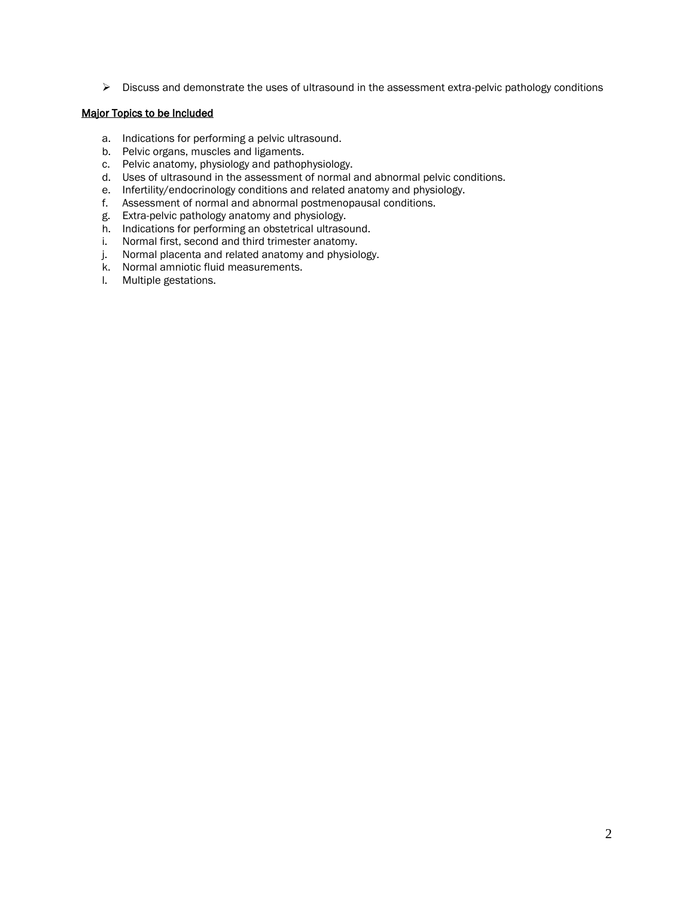- Discuss and demonstrate the uses of ultrasound in the assessment extra-pelvic pathology conditions

<u>Major Topics to be Included</u>

a. Indications for performing a pelvic ultrasound.
b. Pelvic organs, muscles and ligaments.
c. Pelvic anatomy, physiology and pathophysiology.
d. Uses of ultrasound in the assessment of normal and abnormal pelvic conditions.
e. Infertility/endocrinology conditions and related anatomy and physiology.
f. Assessment of normal and abnormal postmenopausal conditions.
g. Extra-pelvic pathology anatomy and physiology.
h. Indications for performing an obstetrical ultrasound.
i. Normal first, second and third trimester anatomy.
j. Normal placenta and related anatomy and physiology.
k. Normal amniotic fluid measurements.
l. Multiple gestations.